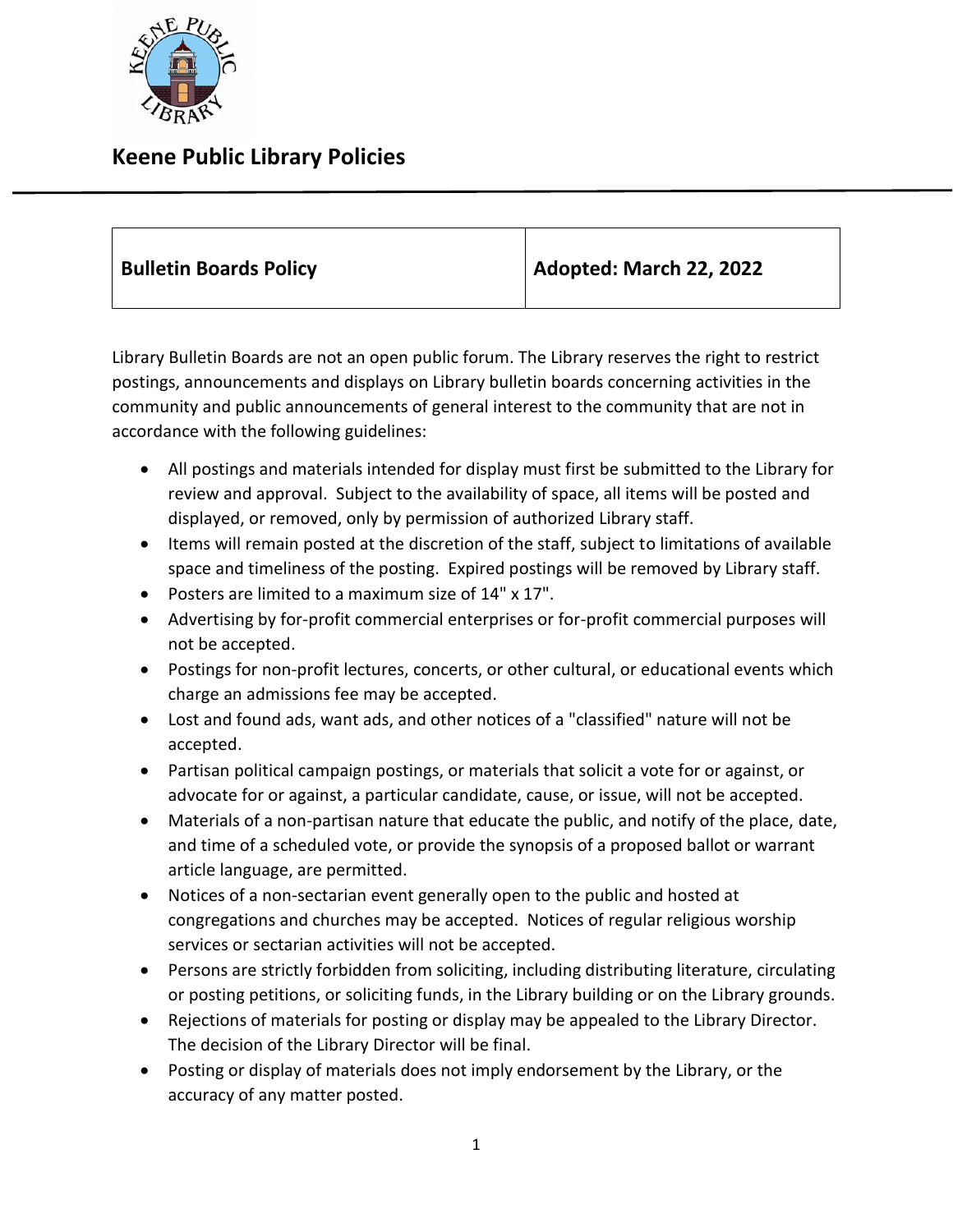# Keene Public Library Policies

| Bulletin Boards Policy | Adopted: March 22, 2022 |
| --- | --- |

Library Bulletin Boards are not an open public forum. The Library reserves the right to restrict postings, announcements and displays on Library bulletin boards concerning activities in the community and public announcements of general interest to the community that are not in accordance with the following guidelines:

- All postings and materials intended for display must first be submitted to the Library for review and approval. Subject to the availability of space, all items will be posted and displayed, or removed, only by permission of authorized Library staff.
- Items will remain posted at the discretion of the staff, subject to limitations of available space and timeliness of the posting. Expired postings will be removed by Library staff.
- Posters are limited to a maximum size of 14" x 17".
- Advertising by for-profit commercial enterprises or for-profit commercial purposes will not be accepted.
- Postings for non-profit lectures, concerts, or other cultural, or educational events which charge an admissions fee may be accepted.
- Lost and found ads, want ads, and other notices of a "classified" nature will not be accepted.
- Partisan political campaign postings, or materials that solicit a vote for or against, or advocate for or against, a particular candidate, cause, or issue, will not be accepted.
- Materials of a non-partisan nature that educate the public, and notify of the place, date, and time of a scheduled vote, or provide the synopsis of a proposed ballot or warrant article language, are permitted.
- Notices of a non-sectarian event generally open to the public and hosted at congregations and churches may be accepted. Notices of regular religious worship services or sectarian activities will not be accepted.
- Persons are strictly forbidden from soliciting, including distributing literature, circulating or posting petitions, or soliciting funds, in the Library building or on the Library grounds.
- Rejections of materials for posting or display may be appealed to the Library Director. The decision of the Library Director will be final.
- Posting or display of materials does not imply endorsement by the Library, or the accuracy of any matter posted.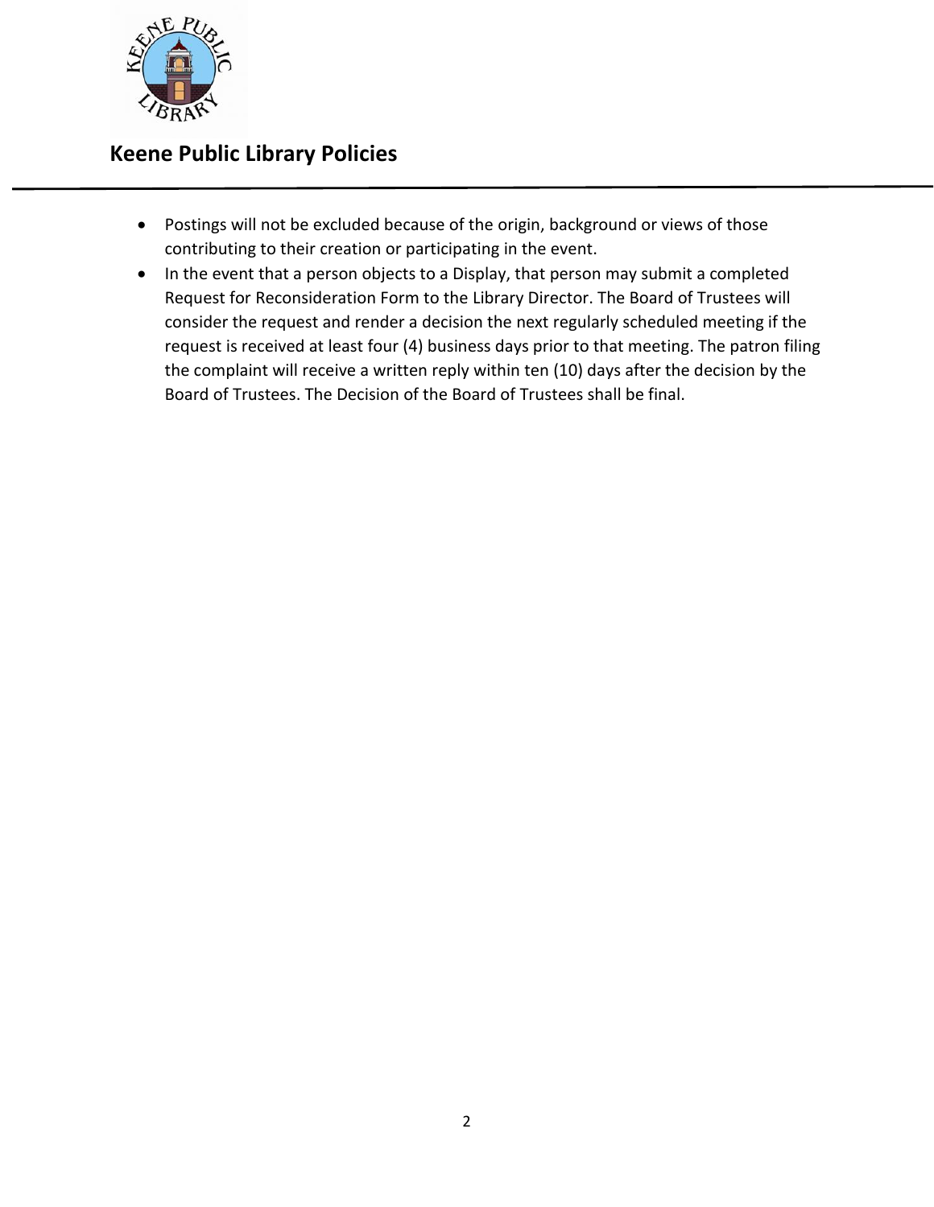- Postings will not be excluded because of the origin, background or views of those contributing to their creation or participating in the event.
- In the event that a person objects to a Display, that person may submit a completed Request for Reconsideration Form to the Library Director. The Board of Trustees will consider the request and render a decision the next regularly scheduled meeting if the request is received at least four (4) business days prior to that meeting. The patron filing the complaint will receive a written reply within ten (10) days after the decision by the Board of Trustees. The Decision of the Board of Trustees shall be final.